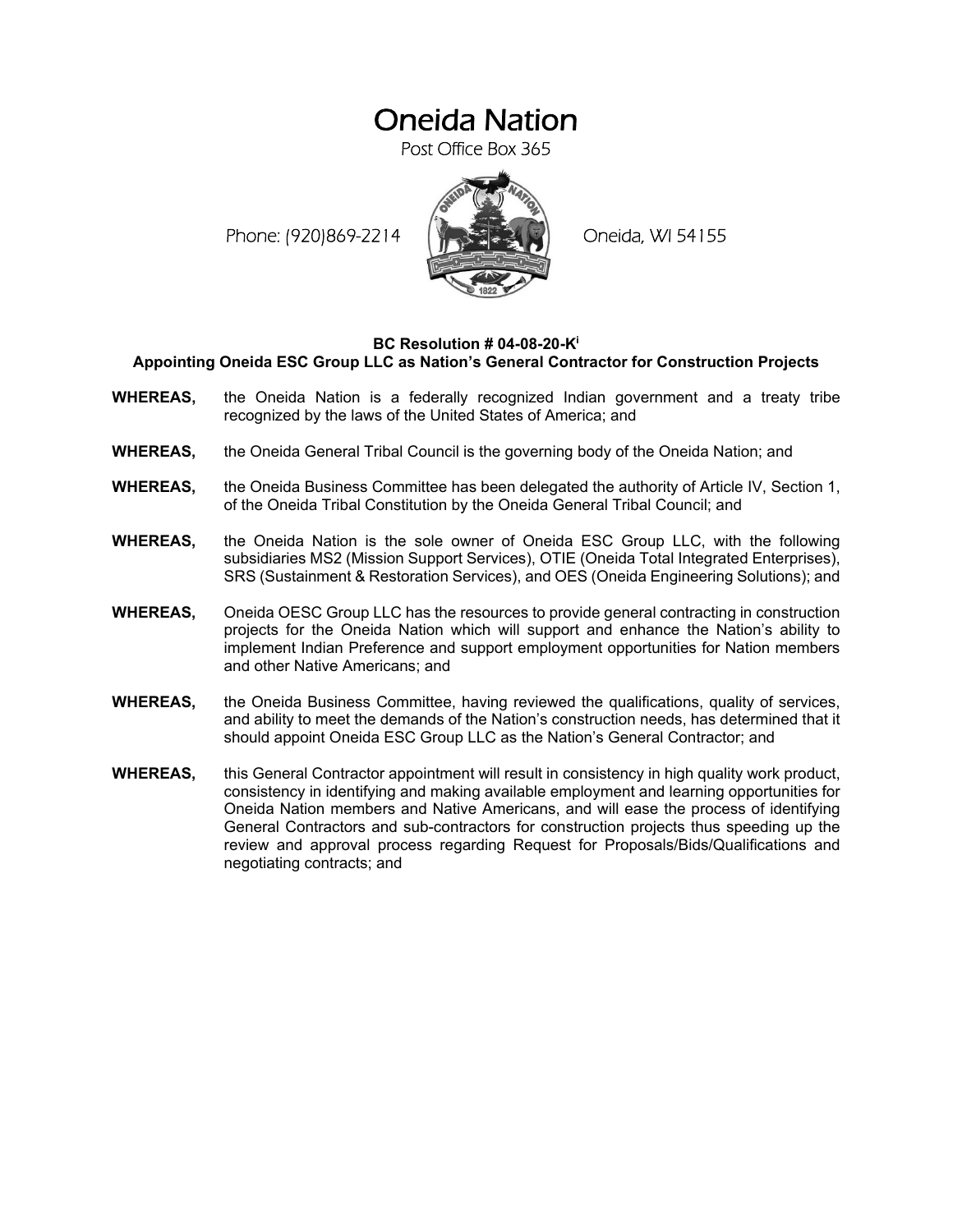# Oneida Nation

Post Office Box 365

Phone: (920)869-2214 Oneida, WI 54155

**BC Resolution # 04-08-20-K[i]**
**Appointing Oneida ESC Group LLC as Nation's General Contractor for Construction Projects**

**WHEREAS,** the Oneida Nation is a federally recognized Indian government and a treaty tribe recognized by the laws of the United States of America; and

**WHEREAS,** the Oneida General Tribal Council is the governing body of the Oneida Nation; and

**WHEREAS,** the Oneida Business Committee has been delegated the authority of Article IV, Section 1, of the Oneida Tribal Constitution by the Oneida General Tribal Council; and

**WHEREAS,** the Oneida Nation is the sole owner of Oneida ESC Group LLC, with the following subsidiaries MS2 (Mission Support Services), OTIE (Oneida Total Integrated Enterprises), SRS (Sustainment & Restoration Services), and OES (Oneida Engineering Solutions); and

**WHEREAS,** Oneida OESC Group LLC has the resources to provide general contracting in construction projects for the Oneida Nation which will support and enhance the Nation's ability to implement Indian Preference and support employment opportunities for Nation members and other Native Americans; and

**WHEREAS,** the Oneida Business Committee, having reviewed the qualifications, quality of services, and ability to meet the demands of the Nation's construction needs, has determined that it should appoint Oneida ESC Group LLC as the Nation's General Contractor; and

**WHEREAS,** this General Contractor appointment will result in consistency in high quality work product, consistency in identifying and making available employment and learning opportunities for Oneida Nation members and Native Americans, and will ease the process of identifying General Contractors and sub-contractors for construction projects thus speeding up the review and approval process regarding Request for Proposals/Bids/Qualifications and negotiating contracts; and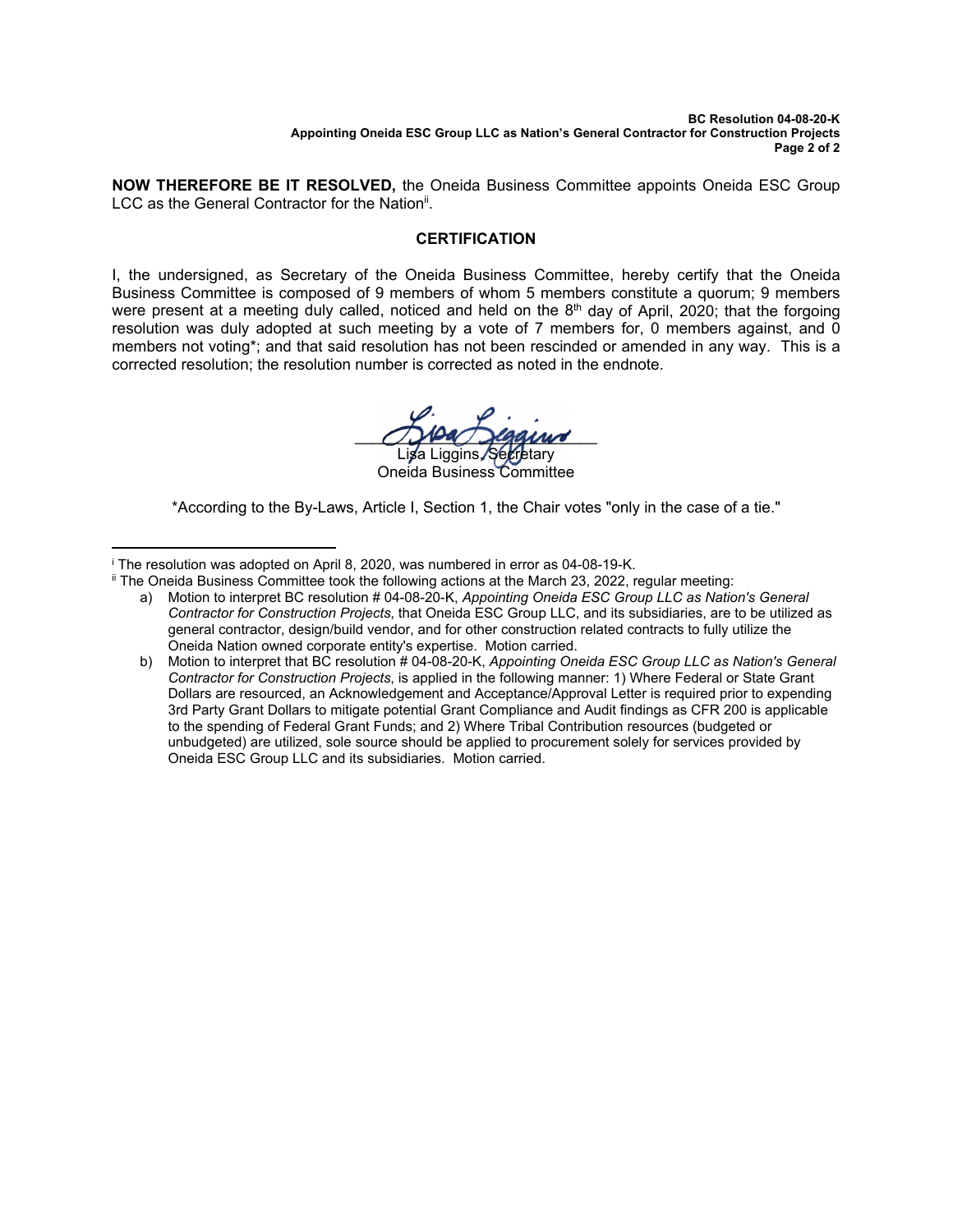**NOW THEREFORE BE IT RESOLVED,** the Oneida Business Committee appoints Oneida ESC Group LCC as the General Contractor for the Nation[ii].

## CERTIFICATION

I, the undersigned, as Secretary of the Oneida Business Committee, hereby certify that the Oneida Business Committee is composed of 9 members of whom 5 members constitute a quorum; 9 members were present at a meeting duly called, noticed and held on the 8th day of April, 2020; that the forgoing resolution was duly adopted at such meeting by a vote of 7 members for, 0 members against, and 0 members not voting*; and that said resolution has not been rescinded or amended in any way. This is a corrected resolution; the resolution number is corrected as noted in the endnote.

Lisa Liggins, Secretary
Oneida Business Committee

*According to the By-Laws, Article I, Section 1, the Chair votes "only in the case of a tie."

---

[i] The resolution was adopted on April 8, 2020, was numbered in error as 04-08-19-K.

[ii] The Oneida Business Committee took the following actions at the March 23, 2022, regular meeting:

a) Motion to interpret BC resolution # 04-08-20-K, *Appointing Oneida ESC Group LLC as Nation's General Contractor for Construction Projects*, that Oneida ESC Group LLC, and its subsidiaries, are to be utilized as general contractor, design/build vendor, and for other construction related contracts to fully utilize the Oneida Nation owned corporate entity's expertise. Motion carried.

b) Motion to interpret that BC resolution # 04-08-20-K, *Appointing Oneida ESC Group LLC as Nation's General Contractor for Construction Projects*, is applied in the following manner: 1) Where Federal or State Grant Dollars are resourced, an Acknowledgement and Acceptance/Approval Letter is required prior to expending 3rd Party Grant Dollars to mitigate potential Grant Compliance and Audit findings as CFR 200 is applicable to the spending of Federal Grant Funds; and 2) Where Tribal Contribution resources (budgeted or unbudgeted) are utilized, sole source should be applied to procurement solely for services provided by Oneida ESC Group LLC and its subsidiaries. Motion carried.